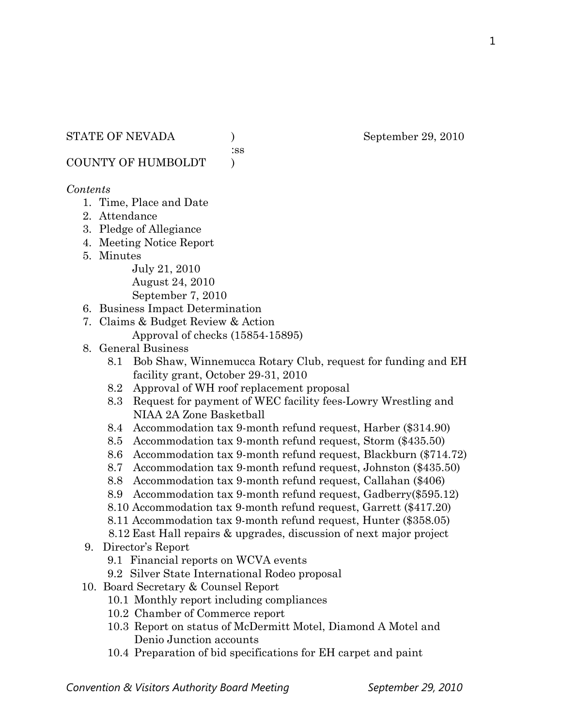STATE OF NEVADA )
:ss
COUNTY OF HUMBOLDT )

September 29, 2010

*Contents*

1. Time, Place and Date
2. Attendance
3. Pledge of Allegiance
4. Meeting Notice Report
5. Minutes
   - July 21, 2010
   - August 24, 2010
   - September 7, 2010
6. Business Impact Determination
7. Claims & Budget Review & Action
   - Approval of checks (15854-15895)
8. General Business
   - 8.1 Bob Shaw, Winnemucca Rotary Club, request for funding and EH facility grant, October 29-31, 2010
   - 8.2 Approval of WH roof replacement proposal
   - 8.3 Request for payment of WEC facility fees-Lowry Wrestling and NIAA 2A Zone Basketball
   - 8.4 Accommodation tax 9-month refund request, Harber ($314.90)
   - 8.5 Accommodation tax 9-month refund request, Storm ($435.50)
   - 8.6 Accommodation tax 9-month refund request, Blackburn ($714.72)
   - 8.7 Accommodation tax 9-month refund request, Johnston ($435.50)
   - 8.8 Accommodation tax 9-month refund request, Callahan ($406)
   - 8.9 Accommodation tax 9-month refund request, Gadberry($595.12)
   - 8.10 Accommodation tax 9-month refund request, Garrett ($417.20)
   - 8.11 Accommodation tax 9-month refund request, Hunter ($358.05)
   - 8.12 East Hall repairs & upgrades, discussion of next major project
9. Director's Report
   - 9.1 Financial reports on WCVA events
   - 9.2 Silver State International Rodeo proposal
10. Board Secretary & Counsel Report
    - 10.1 Monthly report including compliances
    - 10.2 Chamber of Commerce report
    - 10.3 Report on status of McDermitt Motel, Diamond A Motel and Denio Junction accounts
    - 10.4 Preparation of bid specifications for EH carpet and paint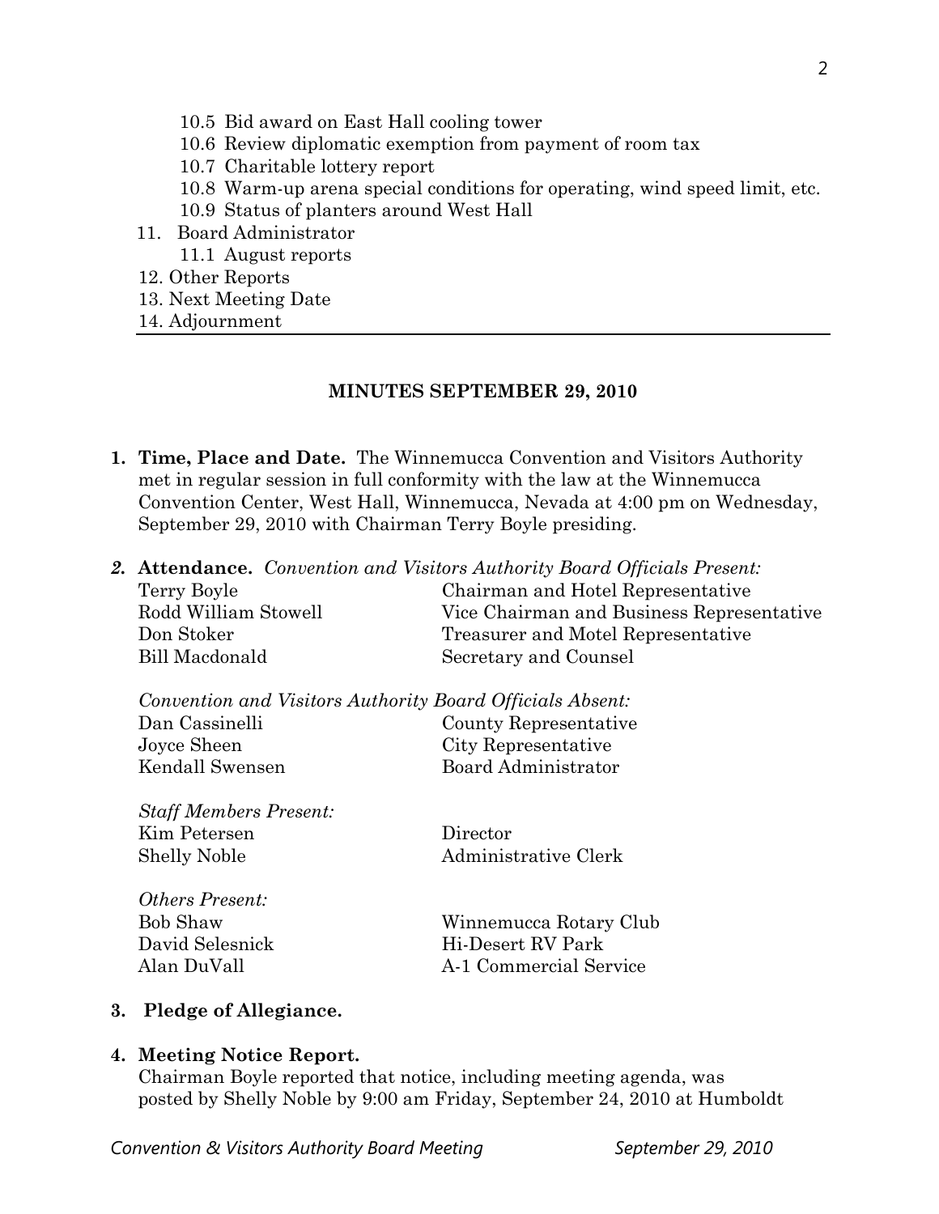10.5 Bid award on East Hall cooling tower
10.6 Review diplomatic exemption from payment of room tax
10.7 Charitable lottery report
10.8 Warm-up arena special conditions for operating, wind speed limit, etc.
10.9 Status of planters around West Hall

11. Board Administrator
    11.1 August reports
12. Other Reports
13. Next Meeting Date
14. Adjournment

---

## MINUTES SEPTEMBER 29, 2010

1. **Time, Place and Date.** The Winnemucca Convention and Visitors Authority met in regular session in full conformity with the law at the Winnemucca Convention Center, West Hall, Winnemucca, Nevada at 4:00 pm on Wednesday, September 29, 2010 with Chairman Terry Boyle presiding.

2. **Attendance.** *Convention and Visitors Authority Board Officials Present:*

| | |
|---|---|
| Terry Boyle | Chairman and Hotel Representative |
| Rodd William Stowell | Vice Chairman and Business Representative |
| Don Stoker | Treasurer and Motel Representative |
| Bill Macdonald | Secretary and Counsel |

*Convention and Visitors Authority Board Officials Absent:*

| | |
|---|---|
| Dan Cassinelli | County Representative |
| Joyce Sheen | City Representative |
| Kendall Swensen | Board Administrator |

*Staff Members Present:*

| | |
|---|---|
| Kim Petersen | Director |
| Shelly Noble | Administrative Clerk |

*Others Present:*

| | |
|---|---|
| Bob Shaw | Winnemucca Rotary Club |
| David Selesnick | Hi-Desert RV Park |
| Alan DuVall | A-1 Commercial Service |

3. **Pledge of Allegiance.**

4. **Meeting Notice Report.**
   Chairman Boyle reported that notice, including meeting agenda, was posted by Shelly Noble by 9:00 am Friday, September 24, 2010 at Humboldt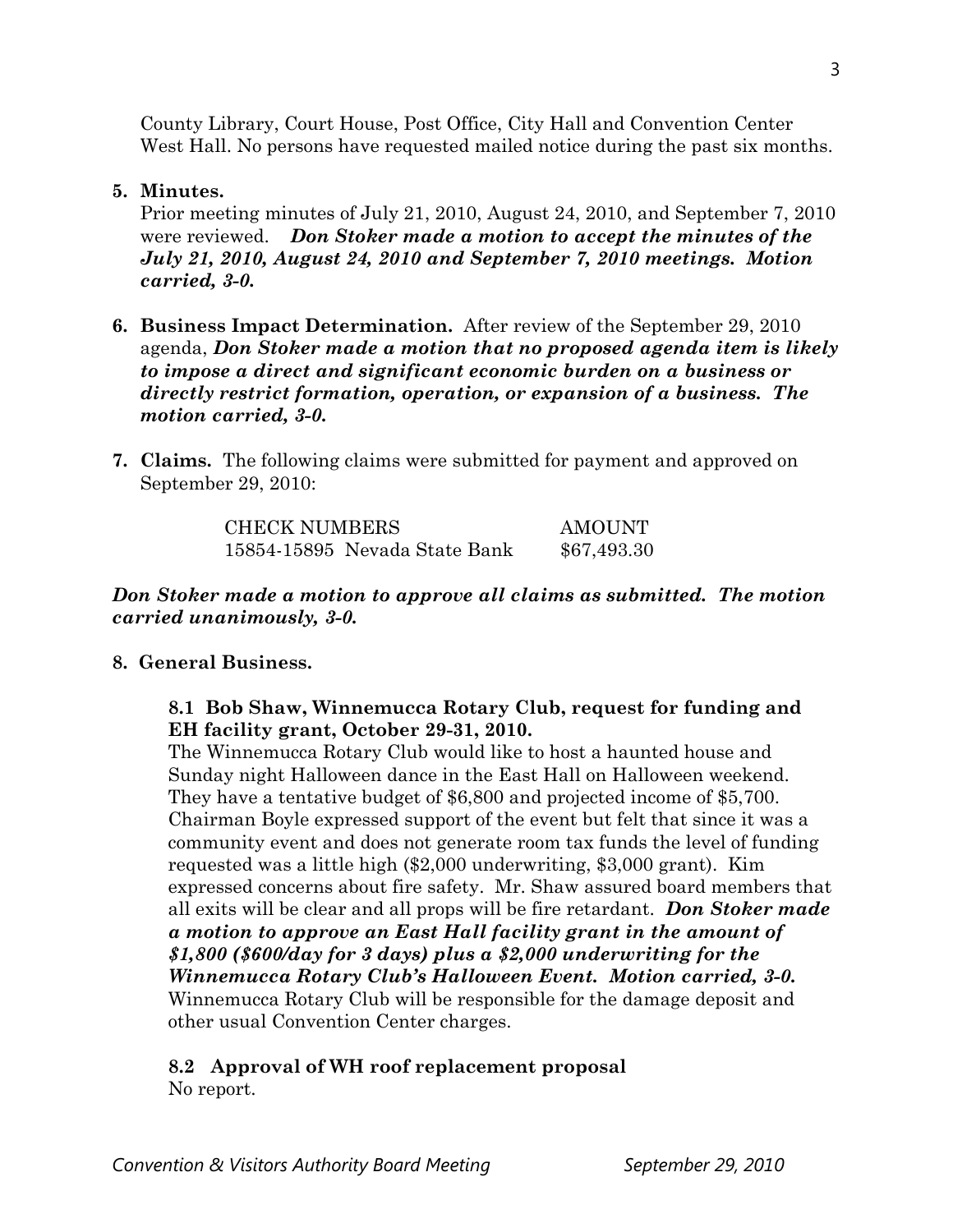County Library, Court House, Post Office, City Hall and Convention Center West Hall. No persons have requested mailed notice during the past six months.

**5. Minutes.**

Prior meeting minutes of July 21, 2010, August 24, 2010, and September 7, 2010 were reviewed. ***Don Stoker made a motion to accept the minutes of the July 21, 2010, August 24, 2010 and September 7, 2010 meetings. Motion carried, 3-0.***

**6. Business Impact Determination.** After review of the September 29, 2010 agenda, ***Don Stoker made a motion that no proposed agenda item is likely to impose a direct and significant economic burden on a business or directly restrict formation, operation, or expansion of a business. The motion carried, 3-0.***

**7. Claims.** The following claims were submitted for payment and approved on September 29, 2010:

| CHECK NUMBERS | AMOUNT |
| --- | --- |
| 15854-15895 Nevada State Bank | $67,493.30 |

***Don Stoker made a motion to approve all claims as submitted. The motion carried unanimously, 3-0.***

**8. General Business.**

**8.1 Bob Shaw, Winnemucca Rotary Club, request for funding and EH facility grant, October 29-31, 2010.**

The Winnemucca Rotary Club would like to host a haunted house and Sunday night Halloween dance in the East Hall on Halloween weekend. They have a tentative budget of $6,800 and projected income of $5,700. Chairman Boyle expressed support of the event but felt that since it was a community event and does not generate room tax funds the level of funding requested was a little high ($2,000 underwriting, $3,000 grant). Kim expressed concerns about fire safety. Mr. Shaw assured board members that all exits will be clear and all props will be fire retardant. ***Don Stoker made a motion to approve an East Hall facility grant in the amount of $1,800 ($600/day for 3 days) plus a $2,000 underwriting for the Winnemucca Rotary Club's Halloween Event. Motion carried, 3-0.*** Winnemucca Rotary Club will be responsible for the damage deposit and other usual Convention Center charges.

**8.2 Approval of WH roof replacement proposal**

No report.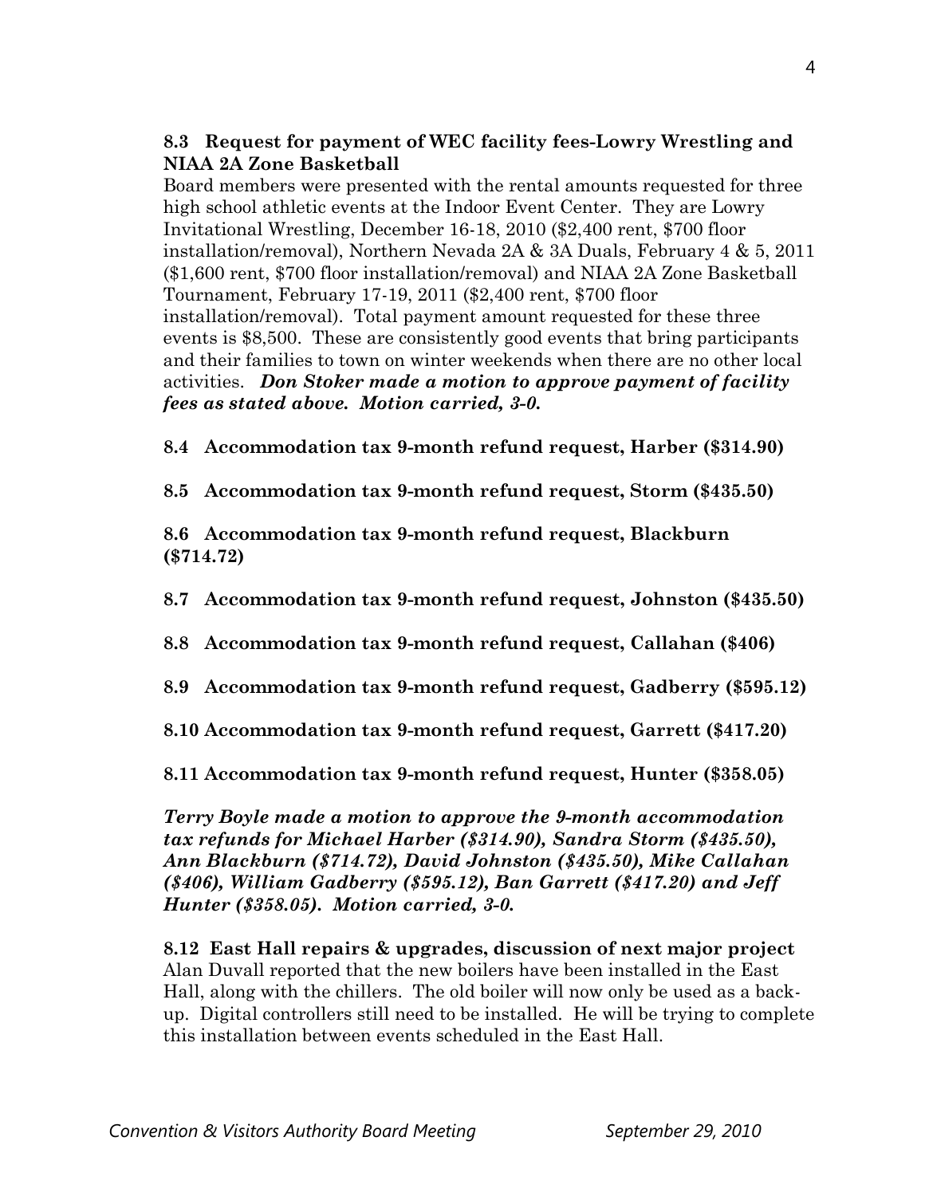**8.3 Request for payment of WEC facility fees-Lowry Wrestling and NIAA 2A Zone Basketball**

Board members were presented with the rental amounts requested for three high school athletic events at the Indoor Event Center. They are Lowry Invitational Wrestling, December 16-18, 2010 ($2,400 rent, $700 floor installation/removal), Northern Nevada 2A & 3A Duals, February 4 & 5, 2011 ($1,600 rent, $700 floor installation/removal) and NIAA 2A Zone Basketball Tournament, February 17-19, 2011 ($2,400 rent, $700 floor installation/removal). Total payment amount requested for these three events is $8,500. These are consistently good events that bring participants and their families to town on winter weekends when there are no other local activities. ***Don Stoker made a motion to approve payment of facility fees as stated above. Motion carried, 3-0.***

**8.4 Accommodation tax 9-month refund request, Harber ($314.90)**

**8.5 Accommodation tax 9-month refund request, Storm ($435.50)**

**8.6 Accommodation tax 9-month refund request, Blackburn ($714.72)**

**8.7 Accommodation tax 9-month refund request, Johnston ($435.50)**

**8.8 Accommodation tax 9-month refund request, Callahan ($406)**

**8.9 Accommodation tax 9-month refund request, Gadberry ($595.12)**

**8.10 Accommodation tax 9-month refund request, Garrett ($417.20)**

**8.11 Accommodation tax 9-month refund request, Hunter ($358.05)**

***Terry Boyle made a motion to approve the 9-month accommodation tax refunds for Michael Harber ($314.90), Sandra Storm ($435.50), Ann Blackburn ($714.72), David Johnston ($435.50), Mike Callahan ($406), William Gadberry ($595.12), Ban Garrett ($417.20) and Jeff Hunter ($358.05). Motion carried, 3-0.***

**8.12 East Hall repairs & upgrades, discussion of next major project**

Alan Duvall reported that the new boilers have been installed in the East Hall, along with the chillers. The old boiler will now only be used as a back-up. Digital controllers still need to be installed. He will be trying to complete this installation between events scheduled in the East Hall.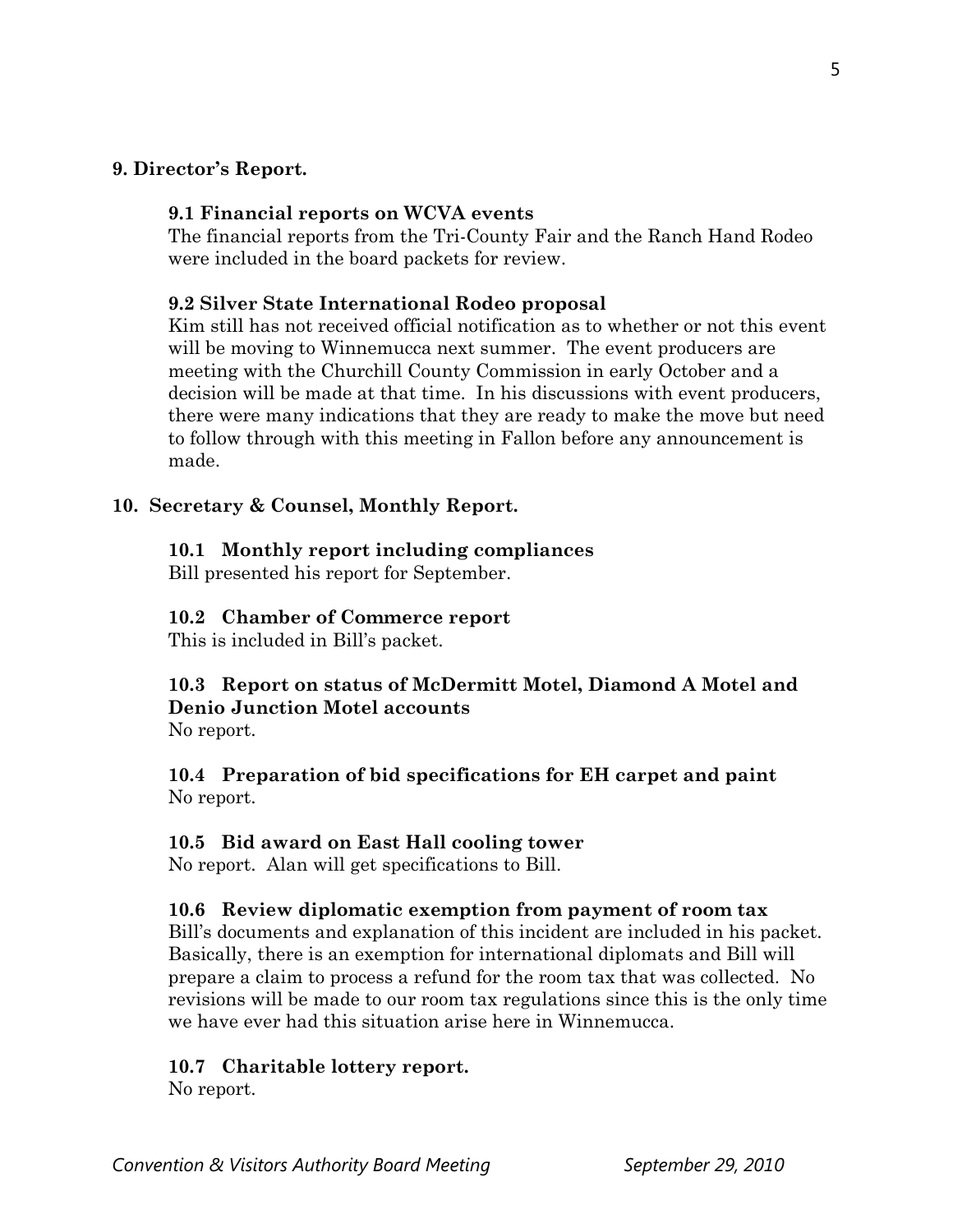## 9. Director's Report.

### 9.1 Financial reports on WCVA events

The financial reports from the Tri-County Fair and the Ranch Hand Rodeo were included in the board packets for review.

### 9.2 Silver State International Rodeo proposal

Kim still has not received official notification as to whether or not this event will be moving to Winnemucca next summer. The event producers are meeting with the Churchill County Commission in early October and a decision will be made at that time. In his discussions with event producers, there were many indications that they are ready to make the move but need to follow through with this meeting in Fallon before any announcement is made.

## 10. Secretary & Counsel, Monthly Report.

### 10.1 Monthly report including compliances

Bill presented his report for September.

### 10.2 Chamber of Commerce report

This is included in Bill's packet.

### 10.3 Report on status of McDermitt Motel, Diamond A Motel and Denio Junction Motel accounts

No report.

### 10.4 Preparation of bid specifications for EH carpet and paint

No report.

### 10.5 Bid award on East Hall cooling tower

No report. Alan will get specifications to Bill.

### 10.6 Review diplomatic exemption from payment of room tax

Bill's documents and explanation of this incident are included in his packet. Basically, there is an exemption for international diplomats and Bill will prepare a claim to process a refund for the room tax that was collected. No revisions will be made to our room tax regulations since this is the only time we have ever had this situation arise here in Winnemucca.

### 10.7 Charitable lottery report.

No report.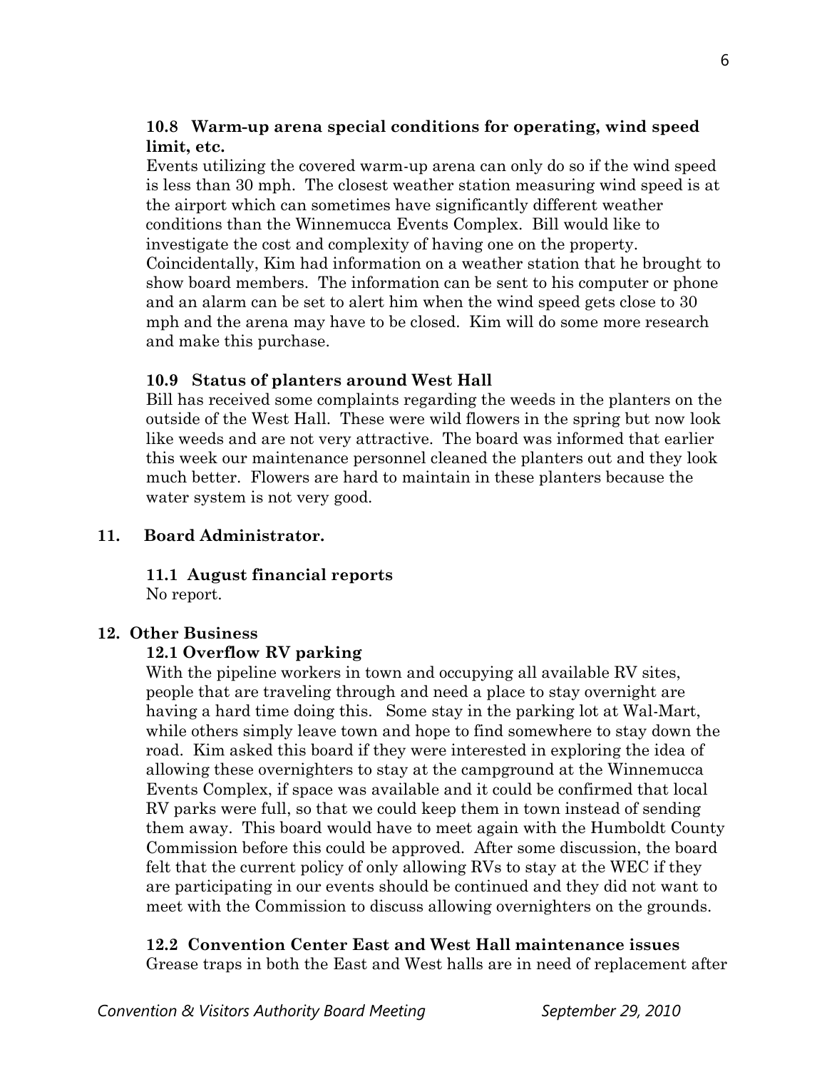**10.8 Warm-up arena special conditions for operating, wind speed limit, etc.**

Events utilizing the covered warm-up arena can only do so if the wind speed is less than 30 mph. The closest weather station measuring wind speed is at the airport which can sometimes have significantly different weather conditions than the Winnemucca Events Complex. Bill would like to investigate the cost and complexity of having one on the property. Coincidentally, Kim had information on a weather station that he brought to show board members. The information can be sent to his computer or phone and an alarm can be set to alert him when the wind speed gets close to 30 mph and the arena may have to be closed. Kim will do some more research and make this purchase.

**10.9 Status of planters around West Hall**

Bill has received some complaints regarding the weeds in the planters on the outside of the West Hall. These were wild flowers in the spring but now look like weeds and are not very attractive. The board was informed that earlier this week our maintenance personnel cleaned the planters out and they look much better. Flowers are hard to maintain in these planters because the water system is not very good.

## 11. Board Administrator.

**11.1 August financial reports**

No report.

## 12. Other Business

**12.1 Overflow RV parking**

With the pipeline workers in town and occupying all available RV sites, people that are traveling through and need a place to stay overnight are having a hard time doing this. Some stay in the parking lot at Wal-Mart, while others simply leave town and hope to find somewhere to stay down the road. Kim asked this board if they were interested in exploring the idea of allowing these overnighters to stay at the campground at the Winnemucca Events Complex, if space was available and it could be confirmed that local RV parks were full, so that we could keep them in town instead of sending them away. This board would have to meet again with the Humboldt County Commission before this could be approved. After some discussion, the board felt that the current policy of only allowing RVs to stay at the WEC if they are participating in our events should be continued and they did not want to meet with the Commission to discuss allowing overnighters on the grounds.

**12.2 Convention Center East and West Hall maintenance issues**

Grease traps in both the East and West halls are in need of replacement after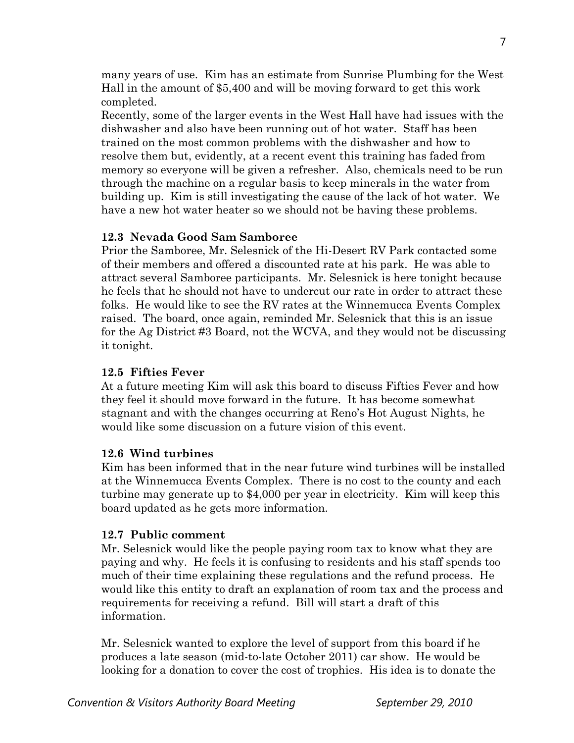many years of use. Kim has an estimate from Sunrise Plumbing for the West Hall in the amount of $5,400 and will be moving forward to get this work completed.

Recently, some of the larger events in the West Hall have had issues with the dishwasher and also have been running out of hot water. Staff has been trained on the most common problems with the dishwasher and how to resolve them but, evidently, at a recent event this training has faded from memory so everyone will be given a refresher. Also, chemicals need to be run through the machine on a regular basis to keep minerals in the water from building up. Kim is still investigating the cause of the lack of hot water. We have a new hot water heater so we should not be having these problems.

**12.3 Nevada Good Sam Samboree**

Prior the Samboree, Mr. Selesnick of the Hi-Desert RV Park contacted some of their members and offered a discounted rate at his park. He was able to attract several Samboree participants. Mr. Selesnick is here tonight because he feels that he should not have to undercut our rate in order to attract these folks. He would like to see the RV rates at the Winnemucca Events Complex raised. The board, once again, reminded Mr. Selesnick that this is an issue for the Ag District #3 Board, not the WCVA, and they would not be discussing it tonight.

**12.5 Fifties Fever**

At a future meeting Kim will ask this board to discuss Fifties Fever and how they feel it should move forward in the future. It has become somewhat stagnant and with the changes occurring at Reno's Hot August Nights, he would like some discussion on a future vision of this event.

**12.6 Wind turbines**

Kim has been informed that in the near future wind turbines will be installed at the Winnemucca Events Complex. There is no cost to the county and each turbine may generate up to $4,000 per year in electricity. Kim will keep this board updated as he gets more information.

**12.7 Public comment**

Mr. Selesnick would like the people paying room tax to know what they are paying and why. He feels it is confusing to residents and his staff spends too much of their time explaining these regulations and the refund process. He would like this entity to draft an explanation of room tax and the process and requirements for receiving a refund. Bill will start a draft of this information.

Mr. Selesnick wanted to explore the level of support from this board if he produces a late season (mid-to-late October 2011) car show. He would be looking for a donation to cover the cost of trophies. His idea is to donate the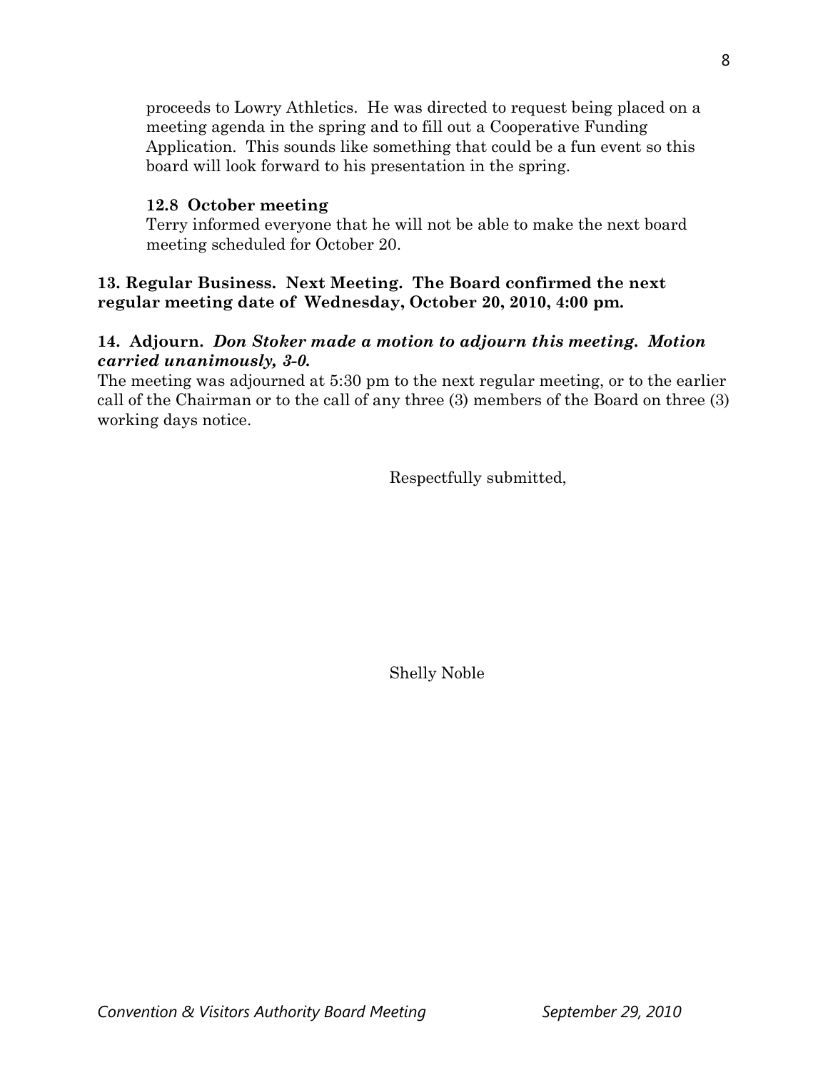proceeds to Lowry Athletics. He was directed to request being placed on a meeting agenda in the spring and to fill out a Cooperative Funding Application. This sounds like something that could be a fun event so this board will look forward to his presentation in the spring.

**12.8 October meeting**

Terry informed everyone that he will not be able to make the next board meeting scheduled for October 20.

**13. Regular Business. Next Meeting. The Board confirmed the next regular meeting date of Wednesday, October 20, 2010, 4:00 pm.**

**14. Adjourn.** ***Don Stoker made a motion to adjourn this meeting. Motion carried unanimously, 3-0.***

The meeting was adjourned at 5:30 pm to the next regular meeting, or to the earlier call of the Chairman or to the call of any three (3) members of the Board on three (3) working days notice.

Respectfully submitted,

Shelly Noble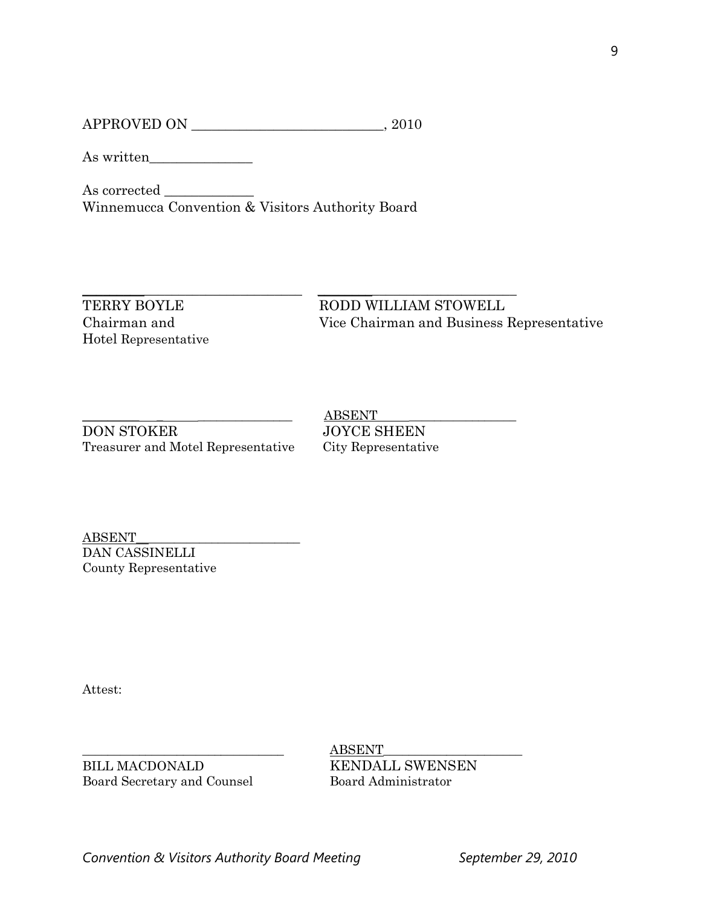APPROVED ON ____________________________, 2010

As written_______________

As corrected _____________
Winnemucca Convention & Visitors Authority Board

_______________________________
TERRY BOYLE
Chairman and
Hotel Representative

_______________________________
RODD WILLIAM STOWELL
Vice Chairman and Business Representative

_______________________________
DON STOKER
Treasurer and Motel Representative

ABSENT_________________________
JOYCE SHEEN
City Representative

ABSENT_________________________
DAN CASSINELLI
County Representative

Attest:

_______________________________
BILL MACDONALD
Board Secretary and Counsel

ABSENT_________________________
KENDALL SWENSEN
Board Administrator

*Convention & Visitors Authority Board Meeting September 29, 2010*